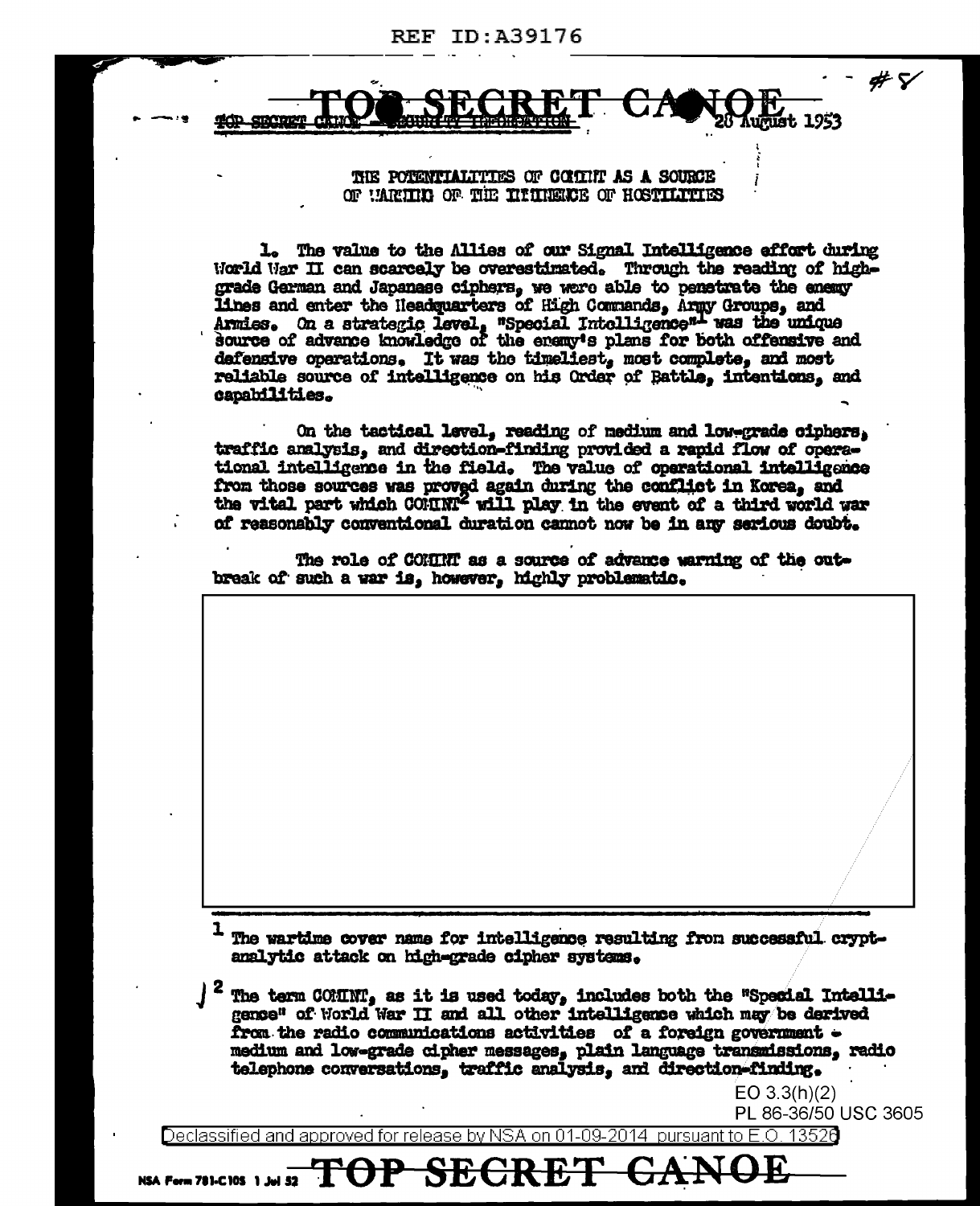TOP SECRET CANOE — SECURITY INFORMATION

28 August 1953

#8

# THE POTENTIALITIES OF COMINT AS A SOURCE OF WARNING OF THE IMMINENCE OF HOSTILITIES

1. The value to the Allies of our Signal Intelligence effort during World War II can scarcely be overestimated. Through the reading of high-grade German and Japanese ciphers, we were able to penetrate the enemy lines and enter the Headquarters of High Commands, Army Groups, and Armies. On a strategic level, "Special Intelligence"[1] was the unique source of advance knowledge of the enemy's plans for both offensive and defensive operations. It was the timeliest, most complete, and most reliable source of intelligence on his Order of Battle, intentions, and capabilities.

On the tactical level, reading of medium and low-grade ciphers, traffic analysis, and direction-finding provided a rapid flow of operational intelligence in the field. The value of operational intelligence from those sources was proved again during the conflict in Korea, and the vital part which COMINT[2] will play in the event of a third world war of reasonably conventional duration cannot now be in any serious doubt.

The role of COMINT as a source of advance warning of the outbreak of such a war is, however, highly problematic.

[1] The wartime cover name for intelligence resulting from successful cryptanalytic attack on high-grade cipher systems.

[2] The term COMINT, as it is used today, includes both the "Special Intelligence" of World War II and all other intelligence which may be derived from the radio communications activities of a foreign government - medium and low-grade cipher messages, plain language transmissions, radio telephone conversations, traffic analysis, and direction-finding.

EO 3.3(h)(2)
PL 86-36/50 USC 3605

Declassified and approved for release by NSA on 01-09-2014 pursuant to E.O. 13526

NSA Form 781-C10S 1 Jul 52

TOP SECRET CANOE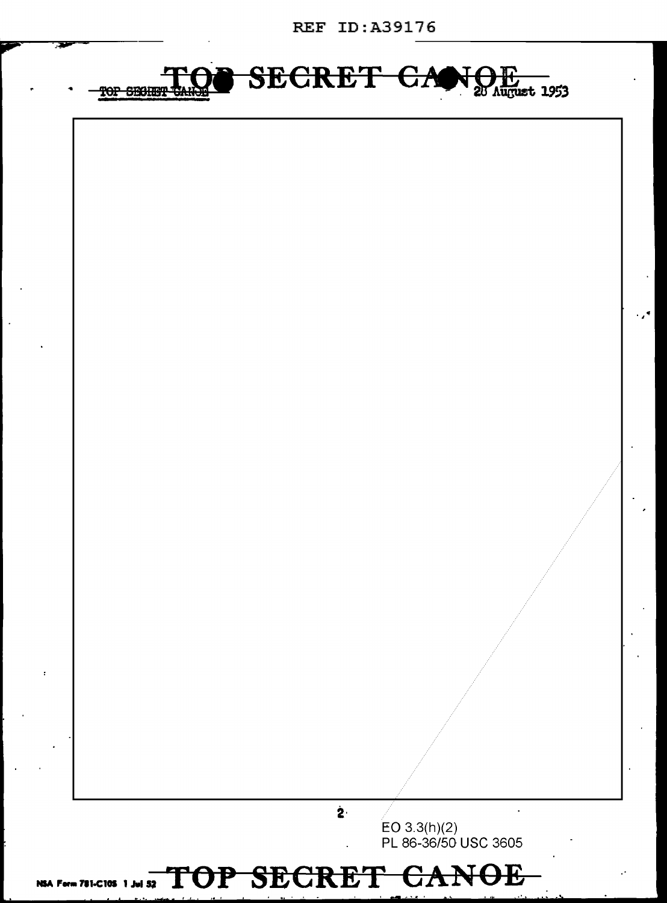TOP SECRET CANOE

TOP SECRET CANOE — 28 August 1953

EO 3.3(h)(2)
PL 86-36/50 USC 3605

NSA Form 781-C10S 1 Jul 52

TOP SECRET CANOE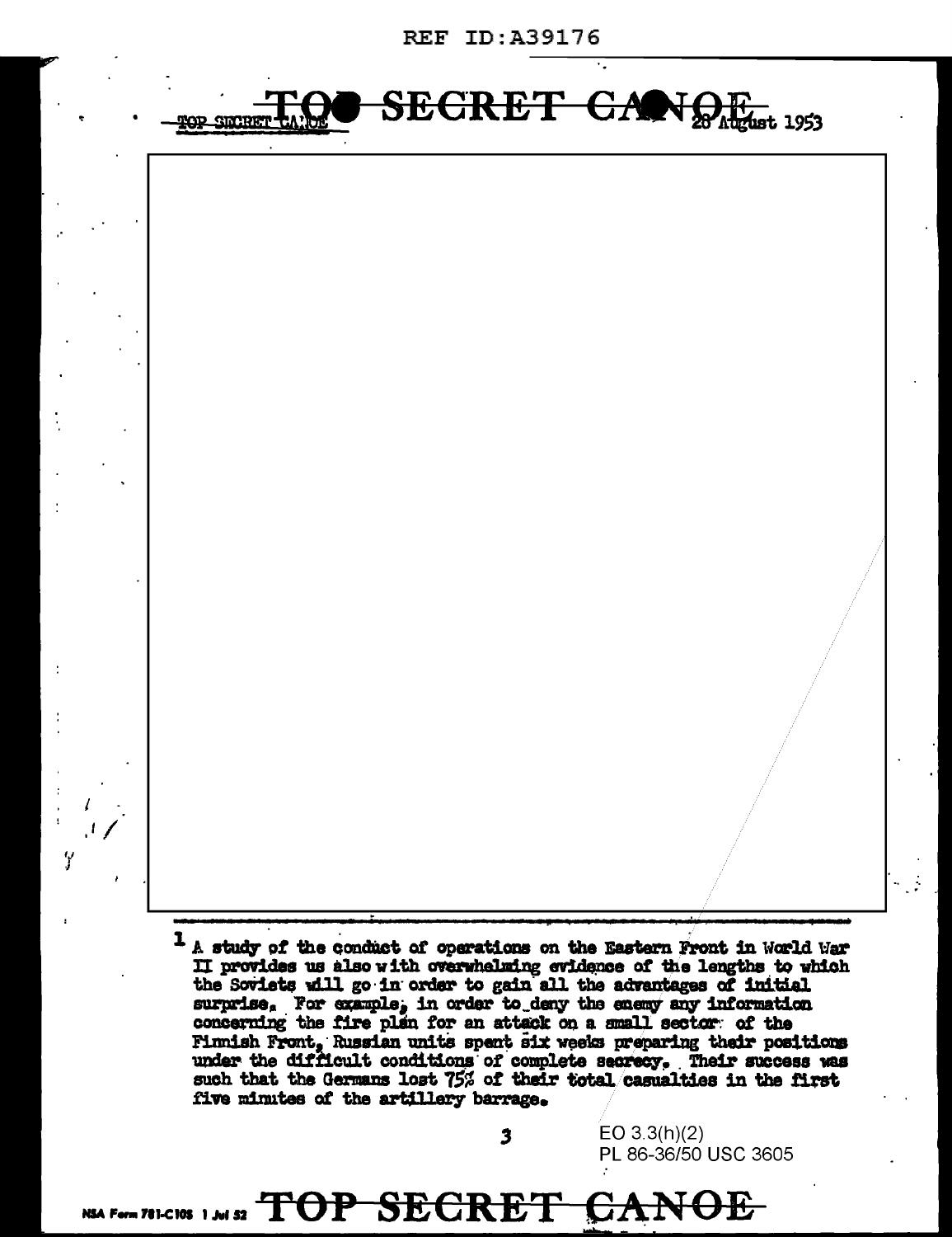TOP SECRET CANOE 28 August 1953

[1] A study of the conduct of operations on the Eastern Front in World War II provides us also with overwhelming evidence of the lengths to which the Soviets will go in order to gain all the advantages of initial surprise. For example, in order to deny the enemy any information concerning the fire plan for an attack on a small sector of the Finnish Front, Russian units spent six weeks preparing their positions under the difficult conditions of complete secrecy. Their success was such that the Germans lost 75% of their total casualties in the first five minutes of the artillery barrage.

EO 3.3(h)(2)
PL 86-36/50 USC 3605

NSA Form 781-C10S 1 Jul 52 TOP SECRET CANOE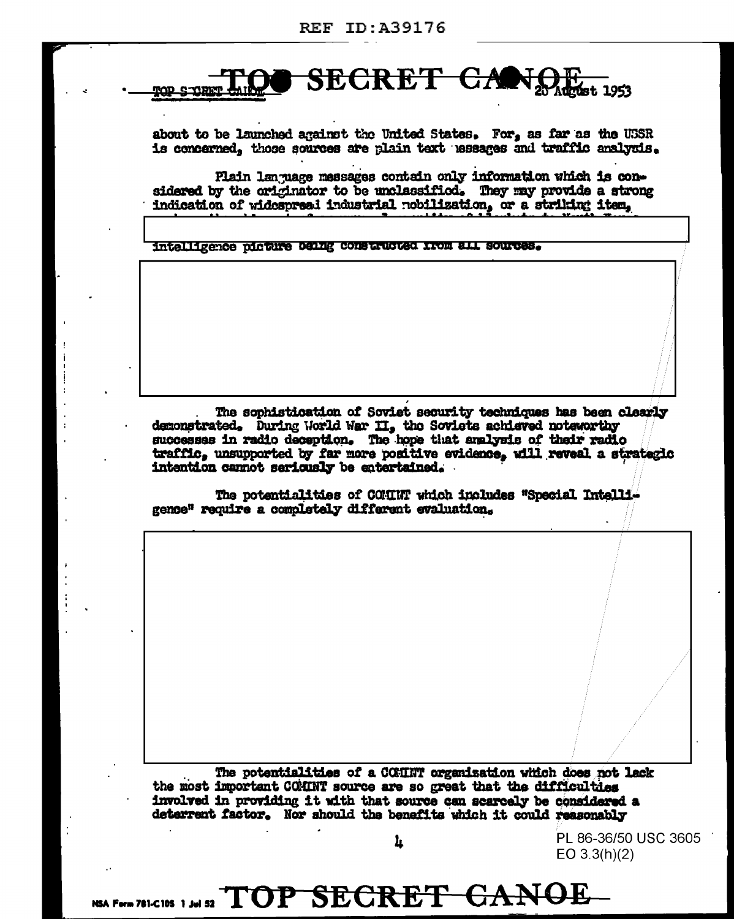TOP SECRET CANOE

20 August 1953

about to be launched against the United States. For, as far as the USSR is concerned, those sources are plain text messages and traffic analysis.

Plain language messages contain only information which is considered by the originator to be unclassified. They may provide a strong indication of widespread industrial mobilization, or a striking item,

intelligence picture being constructed from all sources.

The sophistication of Soviet security techniques has been clearly demonstrated. During World War II, the Soviets achieved noteworthy successes in radio deception. The hope that analysis of their radio traffic, unsupported by far more positive evidence, will reveal a strategic intention cannot seriously be entertained.

The potentialities of COMINT which includes "Special Intelligence" require a completely different evaluation.

The potentialities of a COMINT organization which does not lack the most important COMINT source are so great that the difficulties involved in providing it with that source can scarcely be considered a deterrent factor. Nor should the benefits which it could reasonably

PL 86-36/50 USC 3605
EO 3.3(h)(2)

NSA Form 781-C10S 1 Jul 52 TOP SECRET CANOE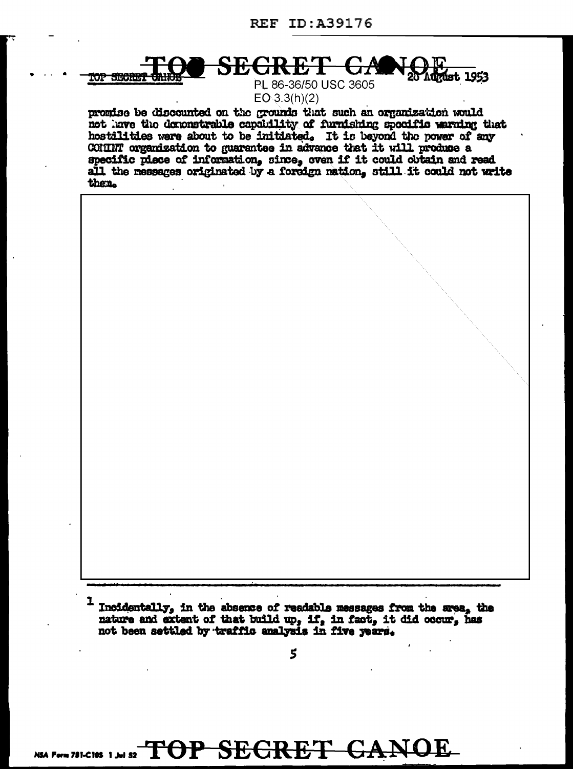promise be discounted on the grounds that such an organization would not have the demonstrable capability of furnishing specific warning that hostilities were about to be initiated. It is beyond the power of any COMINT organization to guarantee in advance that it will produce a specific piece of information, since, even if it could obtain and read all the messages originated by a foreign nation, still it could not write them.

[1] Incidentally, in the absence of readable messages from the area, the nature and extent of that build up, if, in fact, it did occur, has not been settled by traffic analysis in five years.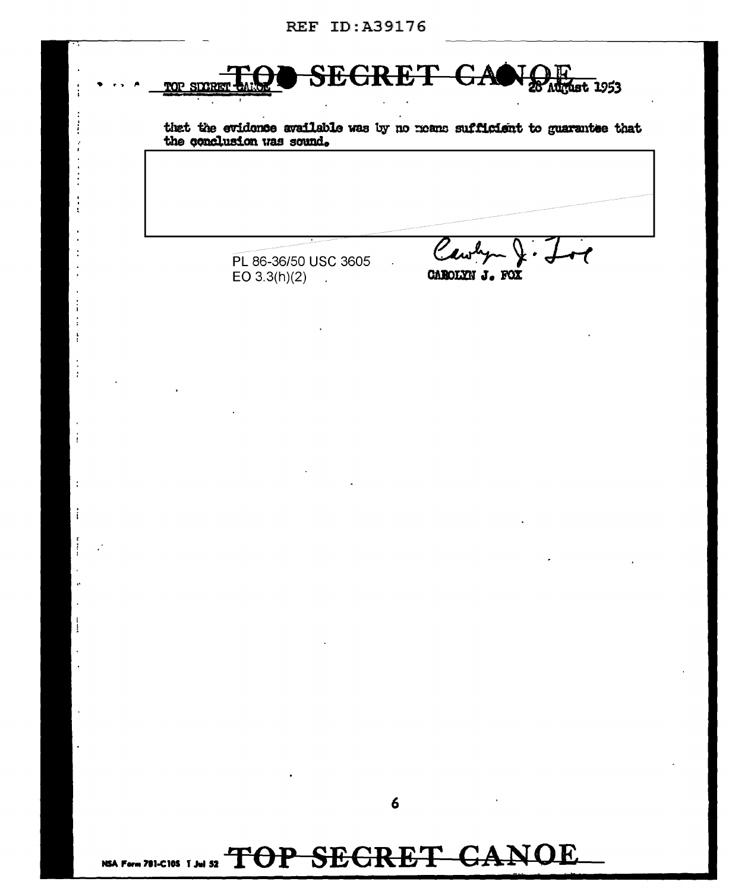that the evidence available was by no means sufficient to guarantee that the conclusion was sound.

PL 86-36/50 USC 3605
EO 3.3(h)(2)

CAROLYN J. FOX